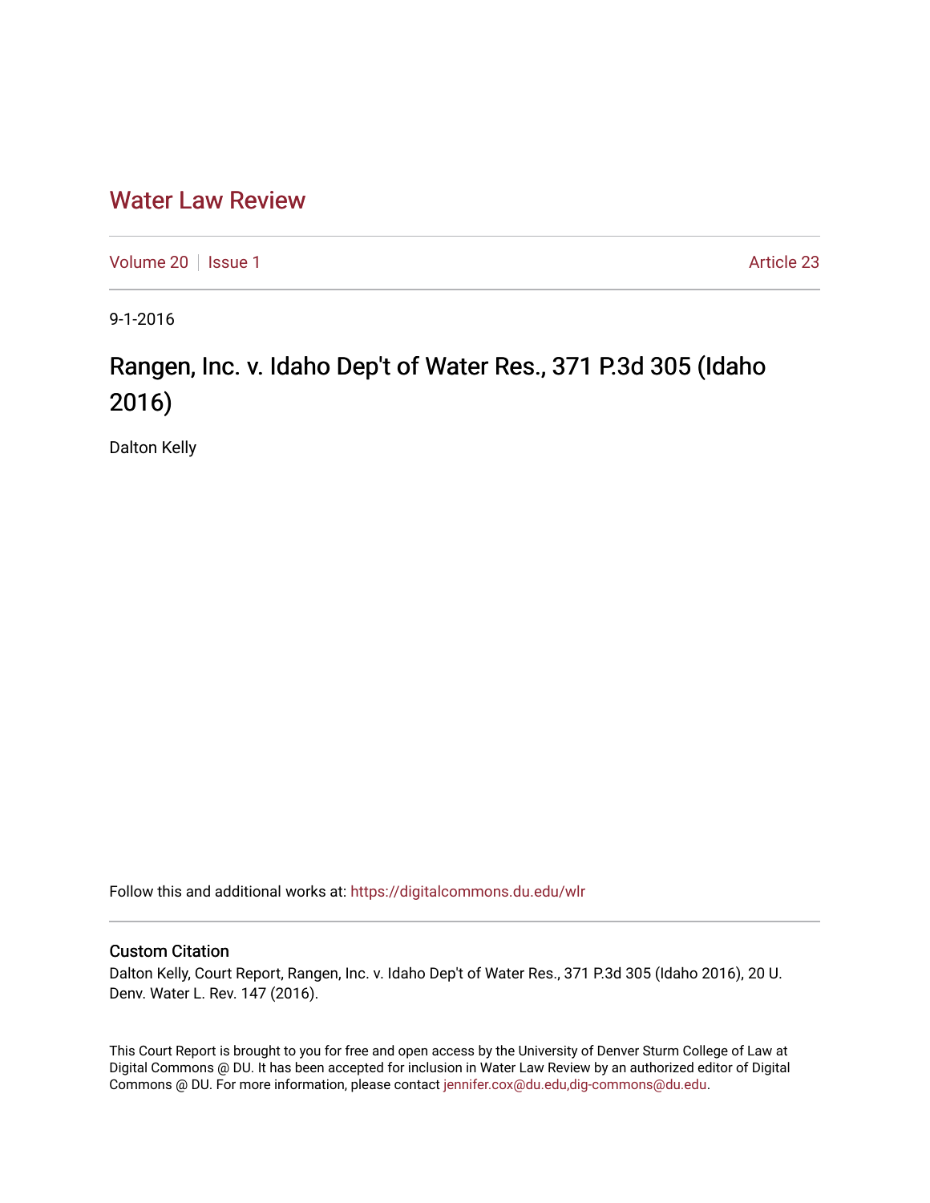# Water Law Review

Volume 20 | Issue 1 | Article 23

9-1-2016

## Rangen, Inc. v. Idaho Dep't of Water Res., 371 P.3d 305 (Idaho 2016)

Dalton Kelly

Follow this and additional works at: https://digitalcommons.du.edu/wlr

### Custom Citation

Dalton Kelly, Court Report, Rangen, Inc. v. Idaho Dep't of Water Res., 371 P.3d 305 (Idaho 2016), 20 U. Denv. Water L. Rev. 147 (2016).

This Court Report is brought to you for free and open access by the University of Denver Sturm College of Law at Digital Commons @ DU. It has been accepted for inclusion in Water Law Review by an authorized editor of Digital Commons @ DU. For more information, please contact jennifer.cox@du.edu,dig-commons@du.edu.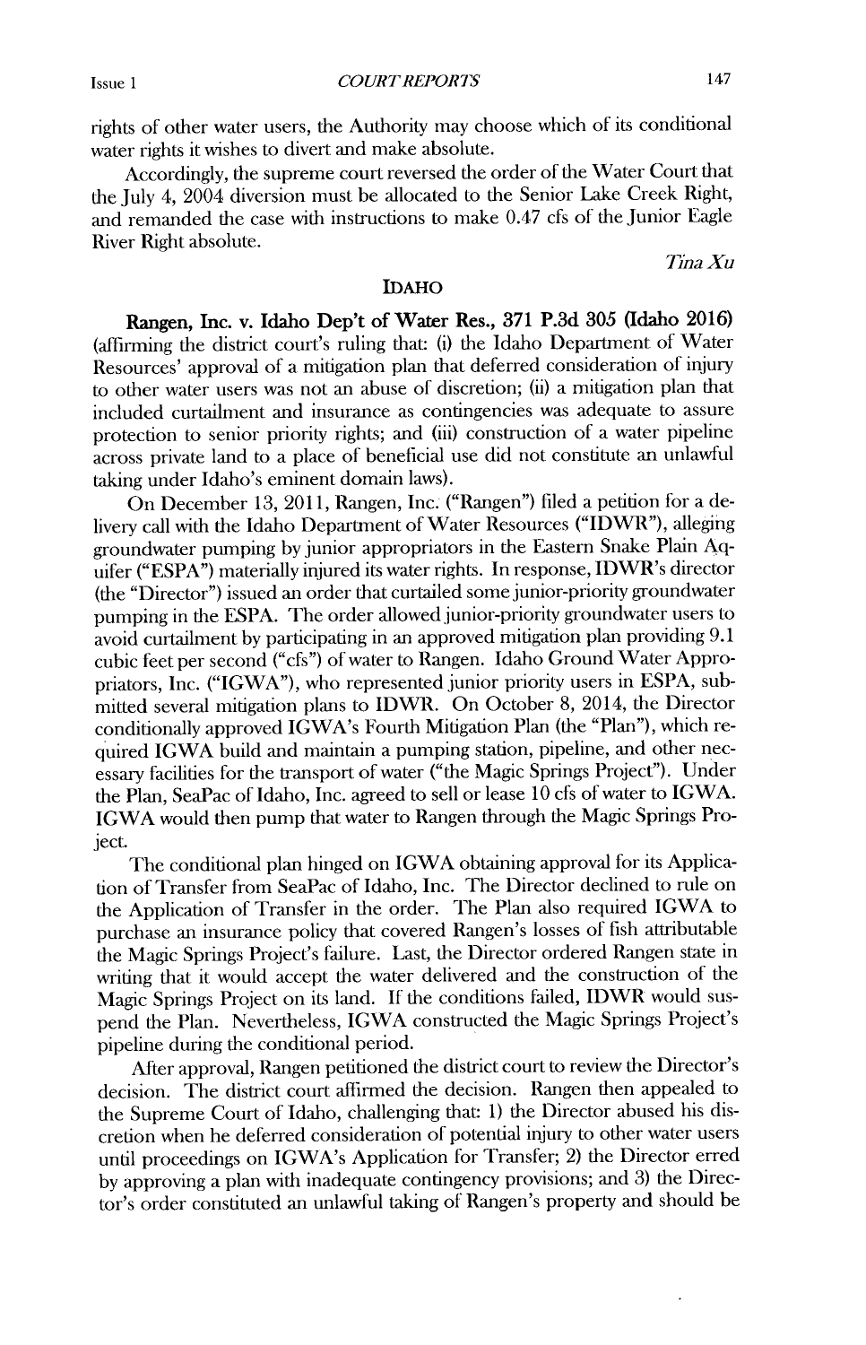rights of other water users, the Authority may choose which of its conditional water rights it wishes to divert and make absolute.

Accordingly, the supreme court reversed the order of the Water Court that the July 4, 2004 diversion must be allocated to the Senior Lake Creek Right, and remanded the case with instructions to make 0.47 cfs of the Junior Eagle River Right absolute.

*Tina Xu*

## IDAHO

**Rangen, Inc. v. Idaho Dep't of Water Res., 371 P.3d 305 (Idaho 2016)** (affirming the district court's ruling that: (i) the Idaho Department of Water Resources' approval of a mitigation plan that deferred consideration of injury to other water users was not an abuse of discretion; (ii) a mitigation plan that included curtailment and insurance as contingencies was adequate to assure protection to senior priority rights; and (iii) construction of a water pipeline across private land to a place of beneficial use did not constitute an unlawful taking under Idaho's eminent domain laws).

On December 13, 2011, Rangen, Inc. ("Rangen") filed a petition for a delivery call with the Idaho Department of Water Resources ("IDWR"), alleging groundwater pumping by junior appropriators in the Eastern Snake Plain Aquifer ("ESPA") materially injured its water rights. In response, IDWR's director (the "Director") issued an order that curtailed some junior-priority groundwater pumping in the ESPA. The order allowed junior-priority groundwater users to avoid curtailment by participating in an approved mitigation plan providing 9.1 cubic feet per second ("cfs") of water to Rangen. Idaho Ground Water Appropriators, Inc. ("IGWA"), who represented junior priority users in ESPA, submitted several mitigation plans to IDWR. On October 8, 2014, the Director conditionally approved IGWA's Fourth Mitigation Plan (the "Plan"), which required IGWA build and maintain a pumping station, pipeline, and other necessary facilities for the transport of water ("the Magic Springs Project"). Under the Plan, SeaPac of Idaho, Inc. agreed to sell or lease 10 cfs of water to IGWA. IGWA would then pump that water to Rangen through the Magic Springs Project.

The conditional plan hinged on IGWA obtaining approval for its Application of Transfer from SeaPac of Idaho, Inc. The Director declined to rule on the Application of Transfer in the order. The Plan also required IGWA to purchase an insurance policy that covered Rangen's losses of fish attributable the Magic Springs Project's failure. Last, the Director ordered Rangen state in writing that it would accept the water delivered and the construction of the Magic Springs Project on its land. If the conditions failed, IDWR would suspend the Plan. Nevertheless, IGWA constructed the Magic Springs Project's pipeline during the conditional period.

After approval, Rangen petitioned the district court to review the Director's decision. The district court affirmed the decision. Rangen then appealed to the Supreme Court of Idaho, challenging that: 1) the Director abused his discretion when he deferred consideration of potential injury to other water users until proceedings on IGWA's Application for Transfer; 2) the Director erred by approving a plan with inadequate contingency provisions; and 3) the Director's order constituted an unlawful taking of Rangen's property and should be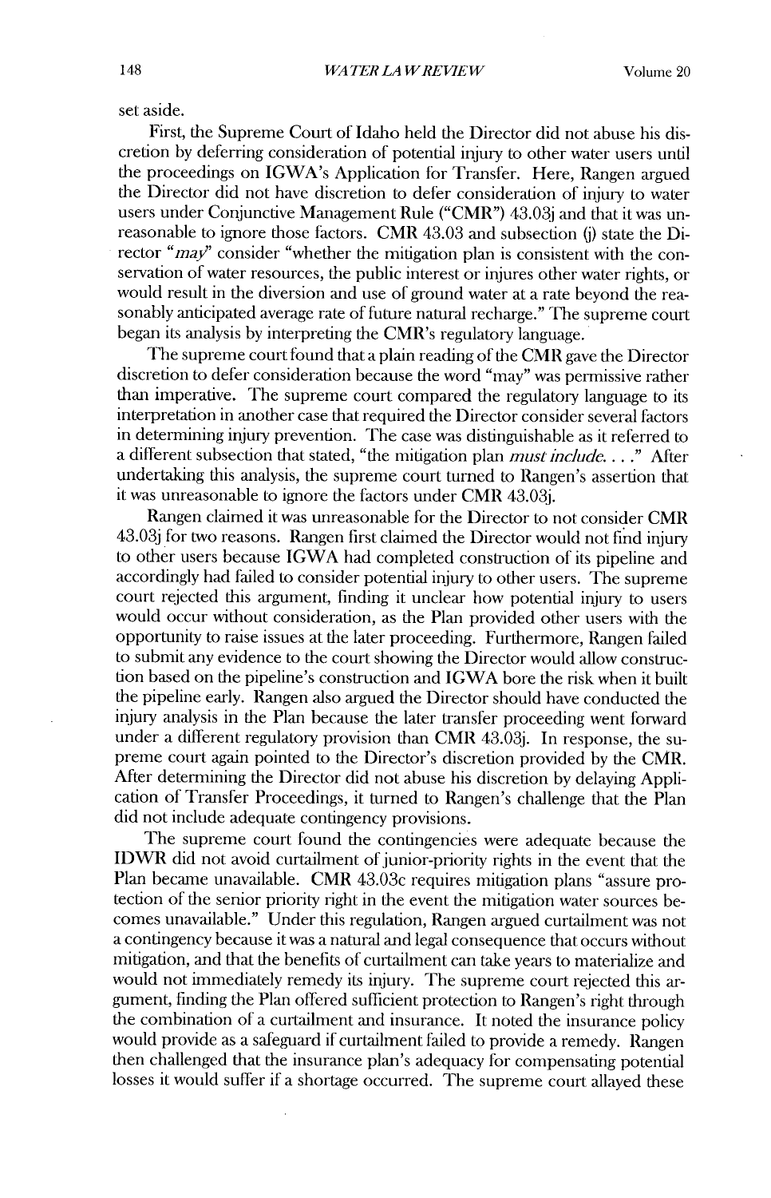set aside.

First, the Supreme Court of Idaho held the Director did not abuse his discretion by deferring consideration of potential injury to other water users until the proceedings on IGWA's Application for Transfer. Here, Rangen argued the Director did not have discretion to defer consideration of injury to water users under Conjunctive Management Rule ("CMR") 43.03j and that it was unreasonable to ignore those factors. CMR 43.03 and subsection (j) state the Director "*may*" consider "whether the mitigation plan is consistent with the conservation of water resources, the public interest or injures other water rights, or would result in the diversion and use of ground water at a rate beyond the reasonably anticipated average rate of future natural recharge." The supreme court began its analysis by interpreting the CMR's regulatory language.

The supreme court found that a plain reading of the CMR gave the Director discretion to defer consideration because the word "may" was permissive rather than imperative. The supreme court compared the regulatory language to its interpretation in another case that required the Director consider several factors in determining injury prevention. The case was distinguishable as it referred to a different subsection that stated, "the mitigation plan *must include*. . . ." After undertaking this analysis, the supreme court turned to Rangen's assertion that it was unreasonable to ignore the factors under CMR 43.03j.

Rangen claimed it was unreasonable for the Director to not consider CMR 43.03j for two reasons. Rangen first claimed the Director would not find injury to other users because IGWA had completed construction of its pipeline and accordingly had failed to consider potential injury to other users. The supreme court rejected this argument, finding it unclear how potential injury to users would occur without consideration, as the Plan provided other users with the opportunity to raise issues at the later proceeding. Furthermore, Rangen failed to submit any evidence to the court showing the Director would allow construction based on the pipeline's construction and IGWA bore the risk when it built the pipeline early. Rangen also argued the Director should have conducted the injury analysis in the Plan because the later transfer proceeding went forward under a different regulatory provision than CMR 43.03j. In response, the supreme court again pointed to the Director's discretion provided by the CMR. After determining the Director did not abuse his discretion by delaying Application of Transfer Proceedings, it turned to Rangen's challenge that the Plan did not include adequate contingency provisions.

The supreme court found the contingencies were adequate because the IDWR did not avoid curtailment of junior-priority rights in the event that the Plan became unavailable. CMR 43.03c requires mitigation plans "assure protection of the senior priority right in the event the mitigation water sources becomes unavailable." Under this regulation, Rangen argued curtailment was not a contingency because it was a natural and legal consequence that occurs without mitigation, and that the benefits of curtailment can take years to materialize and would not immediately remedy its injury. The supreme court rejected this argument, finding the Plan offered sufficient protection to Rangen's right through the combination of a curtailment and insurance. It noted the insurance policy would provide as a safeguard if curtailment failed to provide a remedy. Rangen then challenged that the insurance plan's adequacy for compensating potential losses it would suffer if a shortage occurred. The supreme court allayed these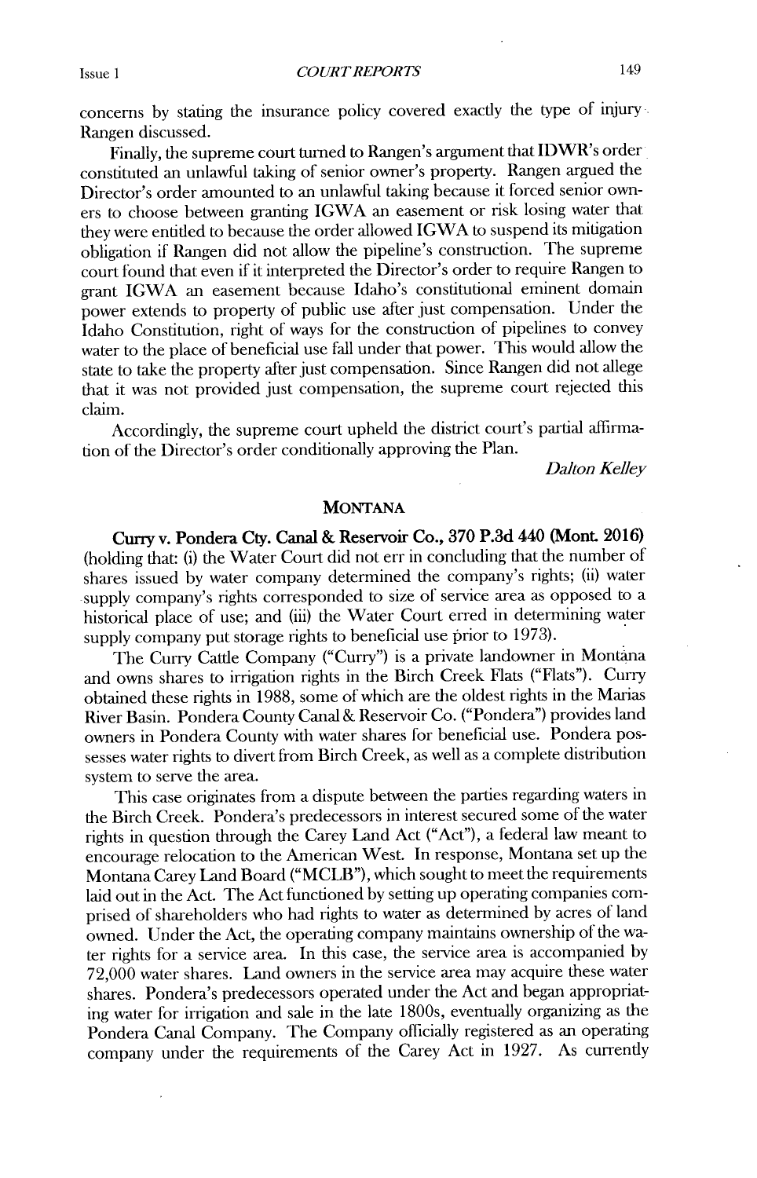concerns by stating the insurance policy covered exactly the type of injury Rangen discussed.

Finally, the supreme court turned to Rangen's argument that IDWR's order constituted an unlawful taking of senior owner's property. Rangen argued the Director's order amounted to an unlawful taking because it forced senior owners to choose between granting IGWA an easement or risk losing water that they were entitled to because the order allowed IGWA to suspend its mitigation obligation if Rangen did not allow the pipeline's construction. The supreme court found that even if it interpreted the Director's order to require Rangen to grant IGWA an easement because Idaho's constitutional eminent domain power extends to property of public use after just compensation. Under the Idaho Constitution, right of ways for the construction of pipelines to convey water to the place of beneficial use fall under that power. This would allow the state to take the property after just compensation. Since Rangen did not allege that it was not provided just compensation, the supreme court rejected this claim.

Accordingly, the supreme court upheld the district court's partial affirmation of the Director's order conditionally approving the Plan.

*Dalton Kelley*

## MONTANA

**Curry v. Pondera Cty. Canal & Reservoir Co., 370 P.3d 440 (Mont. 2016)** (holding that: (i) the Water Court did not err in concluding that the number of shares issued by water company determined the company's rights; (ii) water supply company's rights corresponded to size of service area as opposed to a historical place of use; and (iii) the Water Court erred in determining water supply company put storage rights to beneficial use prior to 1973).

The Curry Cattle Company ("Curry") is a private landowner in Montana and owns shares to irrigation rights in the Birch Creek Flats ("Flats"). Curry obtained these rights in 1988, some of which are the oldest rights in the Marias River Basin. Pondera County Canal & Reservoir Co. ("Pondera") provides land owners in Pondera County with water shares for beneficial use. Pondera possesses water rights to divert from Birch Creek, as well as a complete distribution system to serve the area.

This case originates from a dispute between the parties regarding waters in the Birch Creek. Pondera's predecessors in interest secured some of the water rights in question through the Carey Land Act ("Act"), a federal law meant to encourage relocation to the American West. In response, Montana set up the Montana Carey Land Board ("MCLB"), which sought to meet the requirements laid out in the Act. The Act functioned by setting up operating companies comprised of shareholders who had rights to water as determined by acres of land owned. Under the Act, the operating company maintains ownership of the water rights for a service area. In this case, the service area is accompanied by 72,000 water shares. Land owners in the service area may acquire these water shares. Pondera's predecessors operated under the Act and began appropriating water for irrigation and sale in the late 1800s, eventually organizing as the Pondera Canal Company. The Company officially registered as an operating company under the requirements of the Carey Act in 1927. As currently